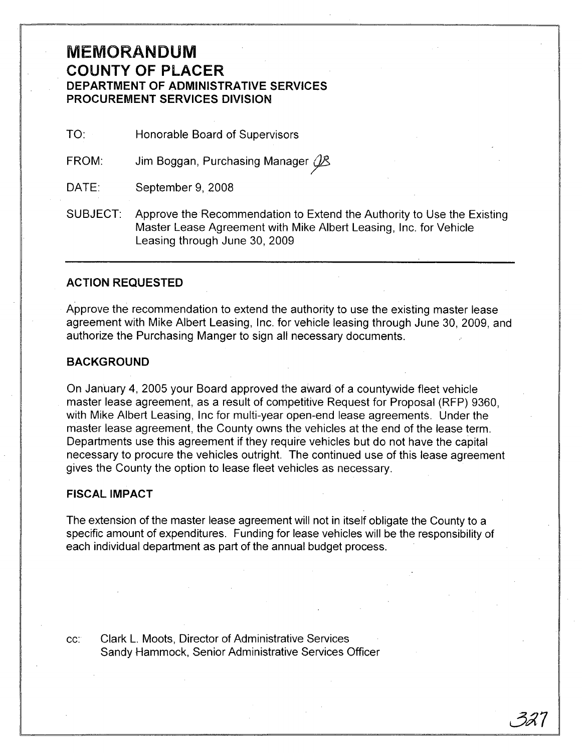# MEMORANDUM

## COUNTY OF PLACER

### DEPARTMENT OF ADMINISTRATIVE SERVICES
### PROCUREMENT SERVICES DIVISION

TO: Honorable Board of Supervisors

FROM: Jim Boggan, Purchasing Manager JB

DATE: September 9, 2008

SUBJECT: Approve the Recommendation to Extend the Authority to Use the Existing Master Lease Agreement with Mike Albert Leasing, Inc. for Vehicle Leasing through June 30, 2009

---

### ACTION REQUESTED

Approve the recommendation to extend the authority to use the existing master lease agreement with Mike Albert Leasing, Inc. for vehicle leasing through June 30, 2009, and authorize the Purchasing Manger to sign all necessary documents.

### BACKGROUND

On January 4, 2005 your Board approved the award of a countywide fleet vehicle master lease agreement, as a result of competitive Request for Proposal (RFP) 9360, with Mike Albert Leasing, Inc for multi-year open-end lease agreements. Under the master lease agreement, the County owns the vehicles at the end of the lease term. Departments use this agreement if they require vehicles but do not have the capital necessary to procure the vehicles outright. The continued use of this lease agreement gives the County the option to lease fleet vehicles as necessary.

### FISCAL IMPACT

The extension of the master lease agreement will not in itself obligate the County to a specific amount of expenditures. Funding for lease vehicles will be the responsibility of each individual department as part of the annual budget process.

cc: Clark L. Moots, Director of Administrative Services
Sandy Hammock, Senior Administrative Services Officer